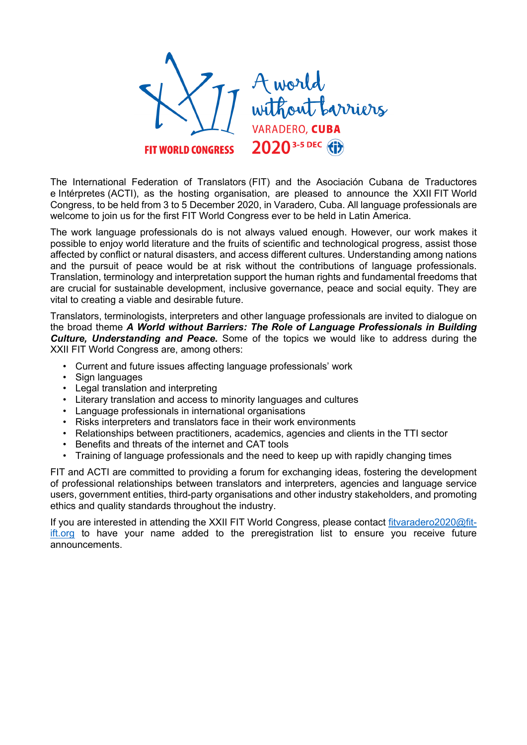XXII FIT WORLD CONGRESS

A world without barriers

VARADERO, **CUBA**

2020 3-5 DEC

The International Federation of Translators (FIT) and the Asociación Cubana de Traductores e Intérpretes (ACTI), as the hosting organisation, are pleased to announce the XXII FIT World Congress, to be held from 3 to 5 December 2020, in Varadero, Cuba. All language professionals are welcome to join us for the first FIT World Congress ever to be held in Latin America.

The work language professionals do is not always valued enough. However, our work makes it possible to enjoy world literature and the fruits of scientific and technological progress, assist those affected by conflict or natural disasters, and access different cultures. Understanding among nations and the pursuit of peace would be at risk without the contributions of language professionals. Translation, terminology and interpretation support the human rights and fundamental freedoms that are crucial for sustainable development, inclusive governance, peace and social equity. They are vital to creating a viable and desirable future.

Translators, terminologists, interpreters and other language professionals are invited to dialogue on the broad theme ***A World without Barriers: The Role of Language Professionals in Building Culture, Understanding and Peace.*** Some of the topics we would like to address during the XXII FIT World Congress are, among others:

- Current and future issues affecting language professionals' work
- Sign languages
- Legal translation and interpreting
- Literary translation and access to minority languages and cultures
- Language professionals in international organisations
- Risks interpreters and translators face in their work environments
- Relationships between practitioners, academics, agencies and clients in the TTI sector
- Benefits and threats of the internet and CAT tools
- Training of language professionals and the need to keep up with rapidly changing times

FIT and ACTI are committed to providing a forum for exchanging ideas, fostering the development of professional relationships between translators and interpreters, agencies and language service users, government entities, third-party organisations and other industry stakeholders, and promoting ethics and quality standards throughout the industry.

If you are interested in attending the XXII FIT World Congress, please contact fitvaradero2020@fit-ift.org to have your name added to the preregistration list to ensure you receive future announcements.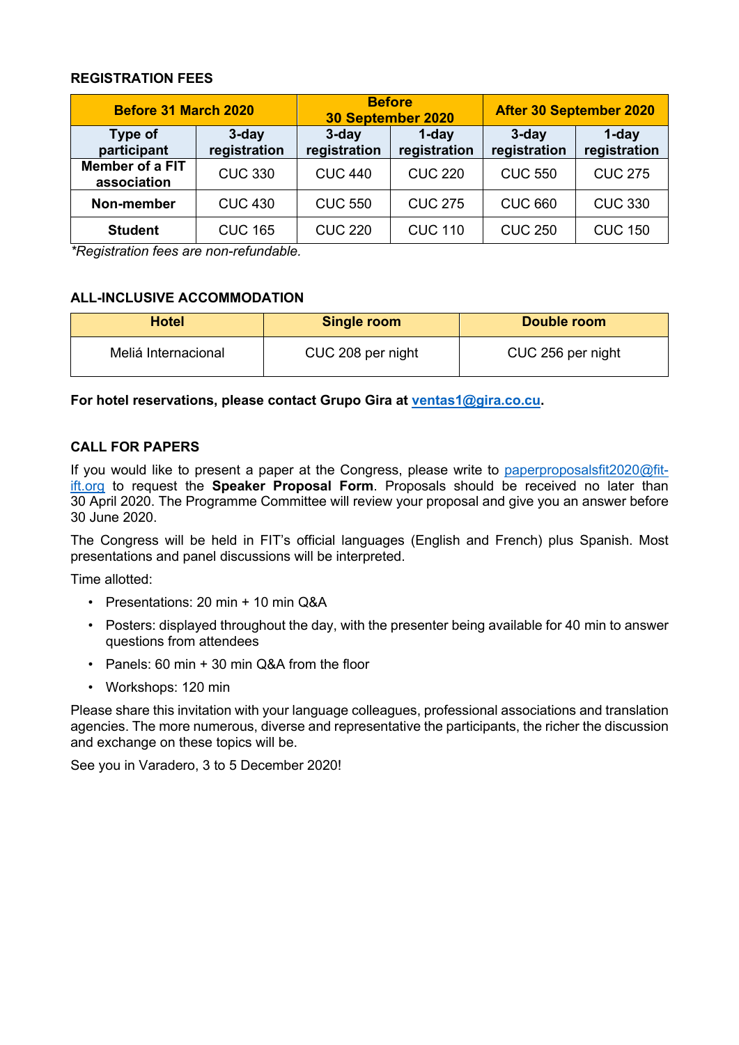**REGISTRATION FEES**

| Before 31 March 2020 | | Before 30 September 2020 | | After 30 September 2020 | |
|---|---|---|---|---|---|
| **Type of participant** | **3-day registration** | **3-day registration** | **1-day registration** | **3-day registration** | **1-day registration** |
| **Member of a FIT association** | CUC 330 | CUC 440 | CUC 220 | CUC 550 | CUC 275 |
| **Non-member** | CUC 430 | CUC 550 | CUC 275 | CUC 660 | CUC 330 |
| **Student** | CUC 165 | CUC 220 | CUC 110 | CUC 250 | CUC 150 |

*\*Registration fees are non-refundable.*

**ALL-INCLUSIVE ACCOMMODATION**

| Hotel | Single room | Double room |
|---|---|---|
| Meliá Internacional | CUC 208 per night | CUC 256 per night |

**For hotel reservations, please contact Grupo Gira at ventas1@gira.co.cu.**

**CALL FOR PAPERS**

If you would like to present a paper at the Congress, please write to paperproposalsfit2020@fit-ift.org to request the **Speaker Proposal Form**. Proposals should be received no later than 30 April 2020. The Programme Committee will review your proposal and give you an answer before 30 June 2020.

The Congress will be held in FIT's official languages (English and French) plus Spanish. Most presentations and panel discussions will be interpreted.

Time allotted:

- Presentations: 20 min + 10 min Q&A
- Posters: displayed throughout the day, with the presenter being available for 40 min to answer questions from attendees
- Panels: 60 min + 30 min Q&A from the floor
- Workshops: 120 min

Please share this invitation with your language colleagues, professional associations and translation agencies. The more numerous, diverse and representative the participants, the richer the discussion and exchange on these topics will be.

See you in Varadero, 3 to 5 December 2020!